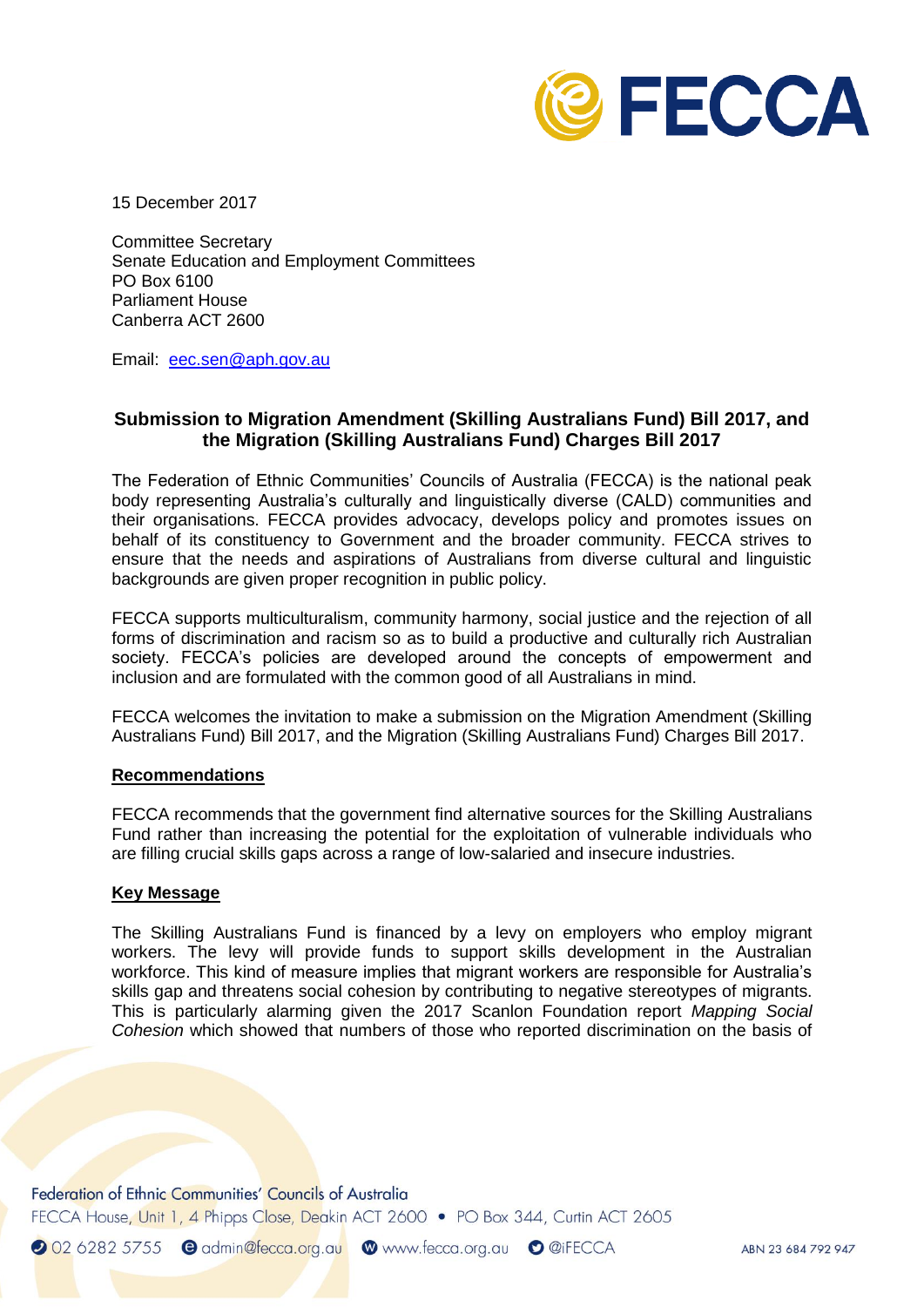15 December 2017

Committee Secretary
Senate Education and Employment Committees
PO Box 6100
Parliament House
Canberra ACT 2600

Email: eec.sen@aph.gov.au

**Submission to Migration Amendment (Skilling Australians Fund) Bill 2017, and the Migration (Skilling Australians Fund) Charges Bill 2017**

The Federation of Ethnic Communities' Councils of Australia (FECCA) is the national peak body representing Australia's culturally and linguistically diverse (CALD) communities and their organisations. FECCA provides advocacy, develops policy and promotes issues on behalf of its constituency to Government and the broader community. FECCA strives to ensure that the needs and aspirations of Australians from diverse cultural and linguistic backgrounds are given proper recognition in public policy.

FECCA supports multiculturalism, community harmony, social justice and the rejection of all forms of discrimination and racism so as to build a productive and culturally rich Australian society. FECCA's policies are developed around the concepts of empowerment and inclusion and are formulated with the common good of all Australians in mind.

FECCA welcomes the invitation to make a submission on the Migration Amendment (Skilling Australians Fund) Bill 2017, and the Migration (Skilling Australians Fund) Charges Bill 2017.

**Recommendations**

FECCA recommends that the government find alternative sources for the Skilling Australians Fund rather than increasing the potential for the exploitation of vulnerable individuals who are filling crucial skills gaps across a range of low-salaried and insecure industries.

**Key Message**

The Skilling Australians Fund is financed by a levy on employers who employ migrant workers. The levy will provide funds to support skills development in the Australian workforce. This kind of measure implies that migrant workers are responsible for Australia's skills gap and threatens social cohesion by contributing to negative stereotypes of migrants. This is particularly alarming given the 2017 Scanlon Foundation report *Mapping Social Cohesion* which showed that numbers of those who reported discrimination on the basis of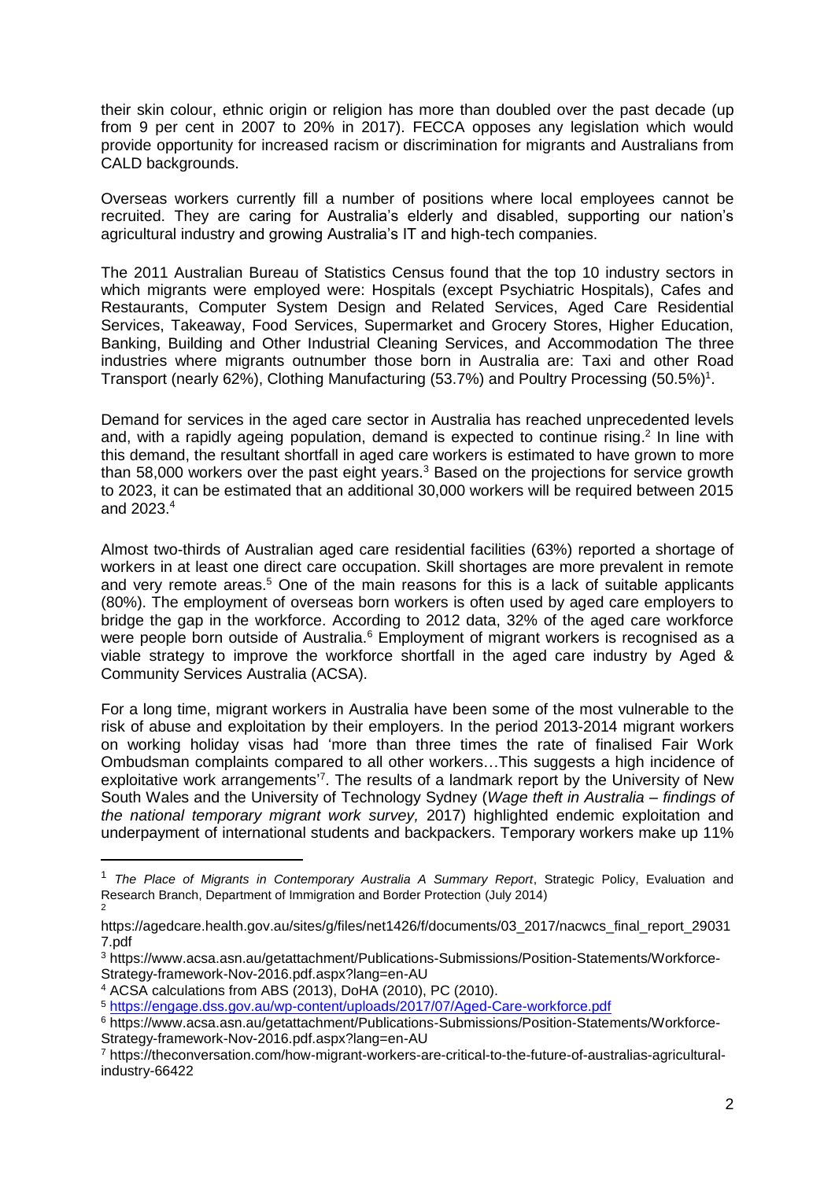their skin colour, ethnic origin or religion has more than doubled over the past decade (up from 9 per cent in 2007 to 20% in 2017). FECCA opposes any legislation which would provide opportunity for increased racism or discrimination for migrants and Australians from CALD backgrounds.

Overseas workers currently fill a number of positions where local employees cannot be recruited. They are caring for Australia's elderly and disabled, supporting our nation's agricultural industry and growing Australia's IT and high-tech companies.

The 2011 Australian Bureau of Statistics Census found that the top 10 industry sectors in which migrants were employed were: Hospitals (except Psychiatric Hospitals), Cafes and Restaurants, Computer System Design and Related Services, Aged Care Residential Services, Takeaway, Food Services, Supermarket and Grocery Stores, Higher Education, Banking, Building and Other Industrial Cleaning Services, and Accommodation The three industries where migrants outnumber those born in Australia are: Taxi and other Road Transport (nearly 62%), Clothing Manufacturing (53.7%) and Poultry Processing (50.5%)[1].

Demand for services in the aged care sector in Australia has reached unprecedented levels and, with a rapidly ageing population, demand is expected to continue rising.[2] In line with this demand, the resultant shortfall in aged care workers is estimated to have grown to more than 58,000 workers over the past eight years.[3] Based on the projections for service growth to 2023, it can be estimated that an additional 30,000 workers will be required between 2015 and 2023.[4]

Almost two-thirds of Australian aged care residential facilities (63%) reported a shortage of workers in at least one direct care occupation. Skill shortages are more prevalent in remote and very remote areas.[5] One of the main reasons for this is a lack of suitable applicants (80%). The employment of overseas born workers is often used by aged care employers to bridge the gap in the workforce. According to 2012 data, 32% of the aged care workforce were people born outside of Australia.[6] Employment of migrant workers is recognised as a viable strategy to improve the workforce shortfall in the aged care industry by Aged & Community Services Australia (ACSA).

For a long time, migrant workers in Australia have been some of the most vulnerable to the risk of abuse and exploitation by their employers. In the period 2013-2014 migrant workers on working holiday visas had 'more than three times the rate of finalised Fair Work Ombudsman complaints compared to all other workers…This suggests a high incidence of exploitative work arrangements'[7]. The results of a landmark report by the University of New South Wales and the University of Technology Sydney (*Wage theft in Australia – findings of the national temporary migrant work survey,* 2017) highlighted endemic exploitation and underpayment of international students and backpackers. Temporary workers make up 11%

---

[1] *The Place of Migrants in Contemporary Australia A Summary Report*, Strategic Policy, Evaluation and Research Branch, Department of Immigration and Border Protection (July 2014)

[2] https://agedcare.health.gov.au/sites/g/files/net1426/f/documents/03_2017/nacwcs_final_report_290317.pdf

[3] https://www.acsa.asn.au/getattachment/Publications-Submissions/Position-Statements/Workforce-Strategy-framework-Nov-2016.pdf.aspx?lang=en-AU

[4] ACSA calculations from ABS (2013), DoHA (2010), PC (2010).

[5] https://engage.dss.gov.au/wp-content/uploads/2017/07/Aged-Care-workforce.pdf

[6] https://www.acsa.asn.au/getattachment/Publications-Submissions/Position-Statements/Workforce-Strategy-framework-Nov-2016.pdf.aspx?lang=en-AU

[7] https://theconversation.com/how-migrant-workers-are-critical-to-the-future-of-australias-agricultural-industry-66422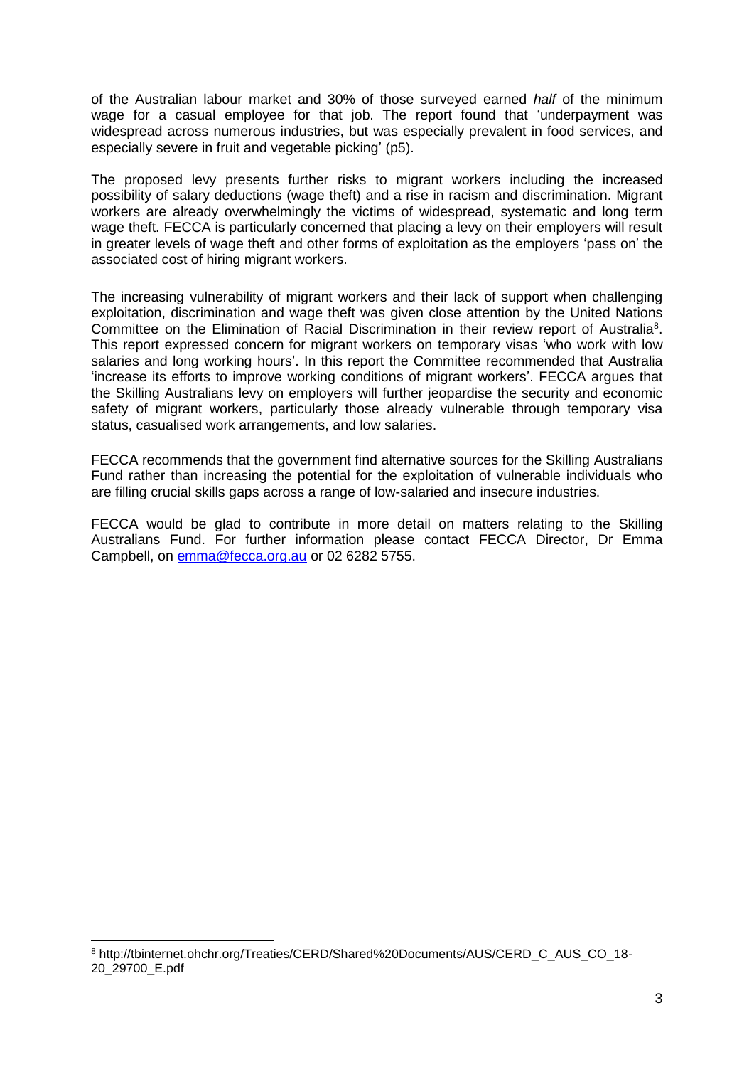of the Australian labour market and 30% of those surveyed earned *half* of the minimum wage for a casual employee for that job. The report found that 'underpayment was widespread across numerous industries, but was especially prevalent in food services, and especially severe in fruit and vegetable picking' (p5).

The proposed levy presents further risks to migrant workers including the increased possibility of salary deductions (wage theft) and a rise in racism and discrimination. Migrant workers are already overwhelmingly the victims of widespread, systematic and long term wage theft. FECCA is particularly concerned that placing a levy on their employers will result in greater levels of wage theft and other forms of exploitation as the employers 'pass on' the associated cost of hiring migrant workers.

The increasing vulnerability of migrant workers and their lack of support when challenging exploitation, discrimination and wage theft was given close attention by the United Nations Committee on the Elimination of Racial Discrimination in their review report of Australia[8]. This report expressed concern for migrant workers on temporary visas 'who work with low salaries and long working hours'. In this report the Committee recommended that Australia 'increase its efforts to improve working conditions of migrant workers'. FECCA argues that the Skilling Australians levy on employers will further jeopardise the security and economic safety of migrant workers, particularly those already vulnerable through temporary visa status, casualised work arrangements, and low salaries.

FECCA recommends that the government find alternative sources for the Skilling Australians Fund rather than increasing the potential for the exploitation of vulnerable individuals who are filling crucial skills gaps across a range of low-salaried and insecure industries.

FECCA would be glad to contribute in more detail on matters relating to the Skilling Australians Fund. For further information please contact FECCA Director, Dr Emma Campbell, on [emma@fecca.org.au](mailto:emma@fecca.org.au) or 02 6282 5755.

---

[8] http://tbinternet.ohchr.org/Treaties/CERD/Shared%20Documents/AUS/CERD_C_AUS_CO_18-20_29700_E.pdf